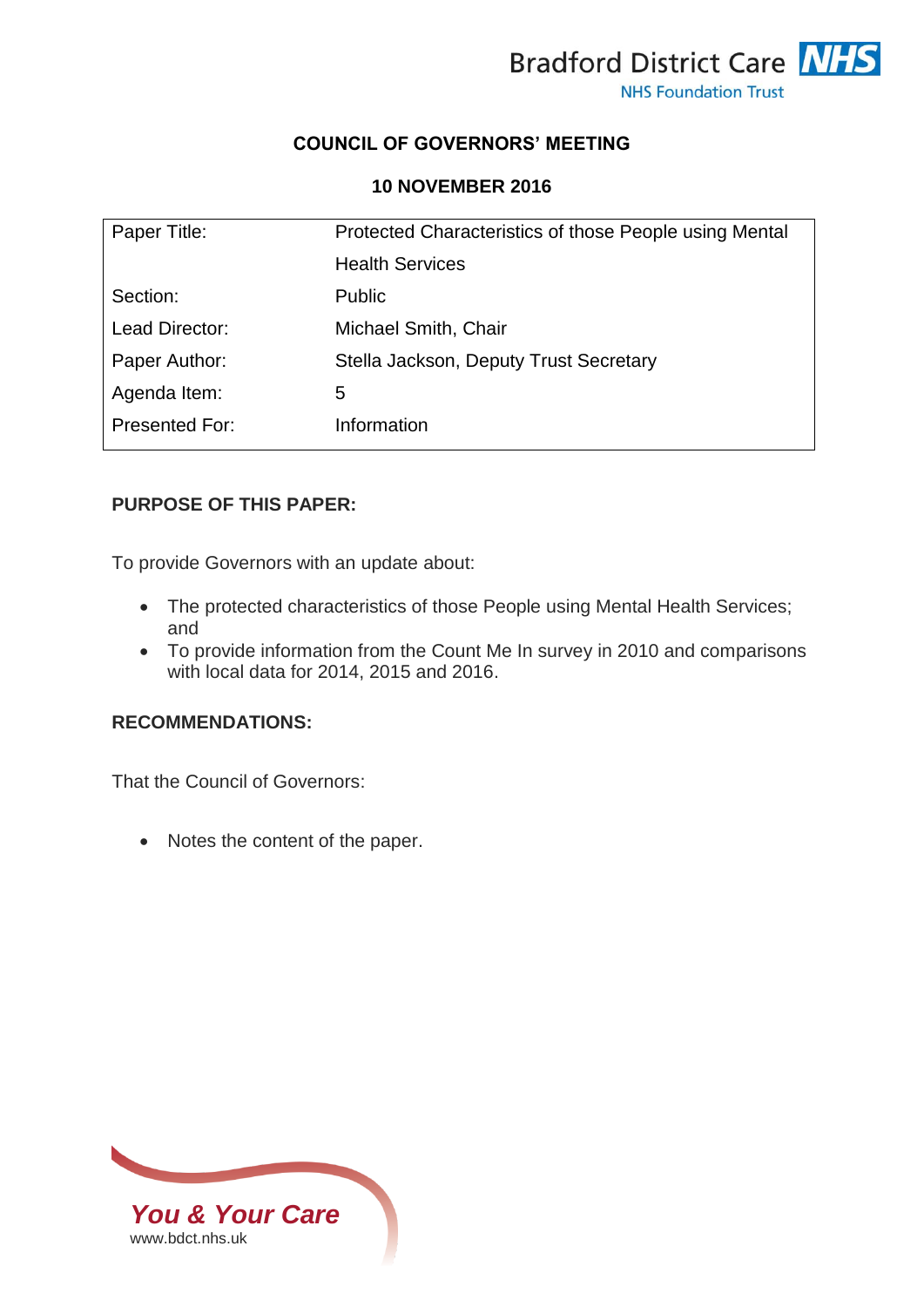Bradford District Care NHS
NHS Foundation Trust

**COUNCIL OF GOVERNORS' MEETING**

**10 NOVEMBER 2016**

| Paper Title: | Protected Characteristics of those People using Mental Health Services |
|---|---|
| Section: | Public |
| Lead Director: | Michael Smith, Chair |
| Paper Author: | Stella Jackson, Deputy Trust Secretary |
| Agenda Item: | 5 |
| Presented For: | Information |

**PURPOSE OF THIS PAPER:**

To provide Governors with an update about:

- The protected characteristics of those People using Mental Health Services; and
- To provide information from the Count Me In survey in 2010 and comparisons with local data for 2014, 2015 and 2016.

**RECOMMENDATIONS:**

That the Council of Governors:

- Notes the content of the paper.

*You & Your Care*
www.bdct.nhs.uk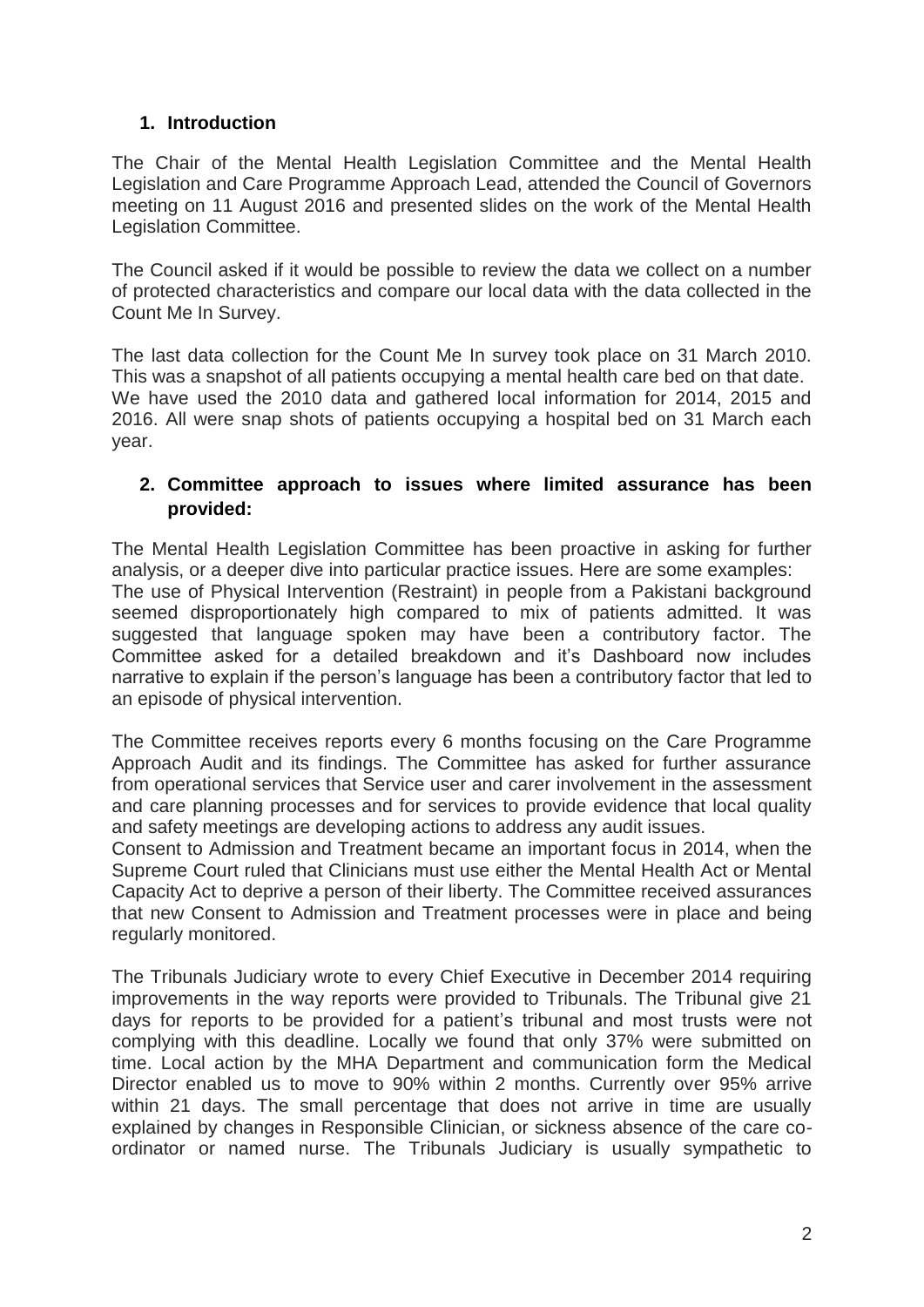## 1. Introduction

The Chair of the Mental Health Legislation Committee and the Mental Health Legislation and Care Programme Approach Lead, attended the Council of Governors meeting on 11 August 2016 and presented slides on the work of the Mental Health Legislation Committee.

The Council asked if it would be possible to review the data we collect on a number of protected characteristics and compare our local data with the data collected in the Count Me In Survey.

The last data collection for the Count Me In survey took place on 31 March 2010. This was a snapshot of all patients occupying a mental health care bed on that date. We have used the 2010 data and gathered local information for 2014, 2015 and 2016. All were snap shots of patients occupying a hospital bed on 31 March each year.

## 2. Committee approach to issues where limited assurance has been provided:

The Mental Health Legislation Committee has been proactive in asking for further analysis, or a deeper dive into particular practice issues. Here are some examples:
The use of Physical Intervention (Restraint) in people from a Pakistani background seemed disproportionately high compared to mix of patients admitted. It was suggested that language spoken may have been a contributory factor. The Committee asked for a detailed breakdown and it's Dashboard now includes narrative to explain if the person's language has been a contributory factor that led to an episode of physical intervention.

The Committee receives reports every 6 months focusing on the Care Programme Approach Audit and its findings. The Committee has asked for further assurance from operational services that Service user and carer involvement in the assessment and care planning processes and for services to provide evidence that local quality and safety meetings are developing actions to address any audit issues.
Consent to Admission and Treatment became an important focus in 2014, when the Supreme Court ruled that Clinicians must use either the Mental Health Act or Mental Capacity Act to deprive a person of their liberty. The Committee received assurances that new Consent to Admission and Treatment processes were in place and being regularly monitored.

The Tribunals Judiciary wrote to every Chief Executive in December 2014 requiring improvements in the way reports were provided to Tribunals. The Tribunal give 21 days for reports to be provided for a patient's tribunal and most trusts were not complying with this deadline. Locally we found that only 37% were submitted on time. Local action by the MHA Department and communication form the Medical Director enabled us to move to 90% within 2 months. Currently over 95% arrive within 21 days. The small percentage that does not arrive in time are usually explained by changes in Responsible Clinician, or sickness absence of the care co-ordinator or named nurse. The Tribunals Judiciary is usually sympathetic to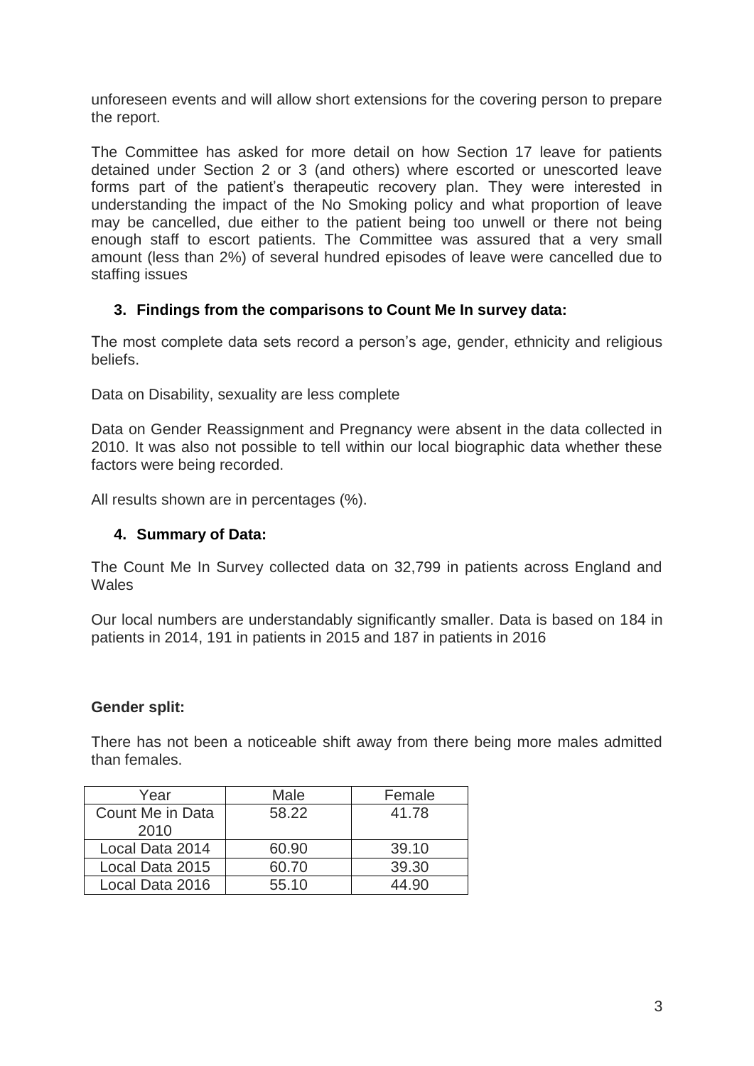unforeseen events and will allow short extensions for the covering person to prepare the report.

The Committee has asked for more detail on how Section 17 leave for patients detained under Section 2 or 3 (and others) where escorted or unescorted leave forms part of the patient's therapeutic recovery plan. They were interested in understanding the impact of the No Smoking policy and what proportion of leave may be cancelled, due either to the patient being too unwell or there not being enough staff to escort patients. The Committee was assured that a very small amount (less than 2%) of several hundred episodes of leave were cancelled due to staffing issues

### 3. Findings from the comparisons to Count Me In survey data:

The most complete data sets record a person's age, gender, ethnicity and religious beliefs.

Data on Disability, sexuality are less complete

Data on Gender Reassignment and Pregnancy were absent in the data collected in 2010. It was also not possible to tell within our local biographic data whether these factors were being recorded.

All results shown are in percentages (%).

### 4. Summary of Data:

The Count Me In Survey collected data on 32,799 in patients across England and Wales

Our local numbers are understandably significantly smaller. Data is based on 184 in patients in 2014, 191 in patients in 2015 and 187 in patients in 2016

**Gender split:**

There has not been a noticeable shift away from there being more males admitted than females.

| Year | Male | Female |
|---|---|---|
| Count Me in Data 2010 | 58.22 | 41.78 |
| Local Data 2014 | 60.90 | 39.10 |
| Local Data 2015 | 60.70 | 39.30 |
| Local Data 2016 | 55.10 | 44.90 |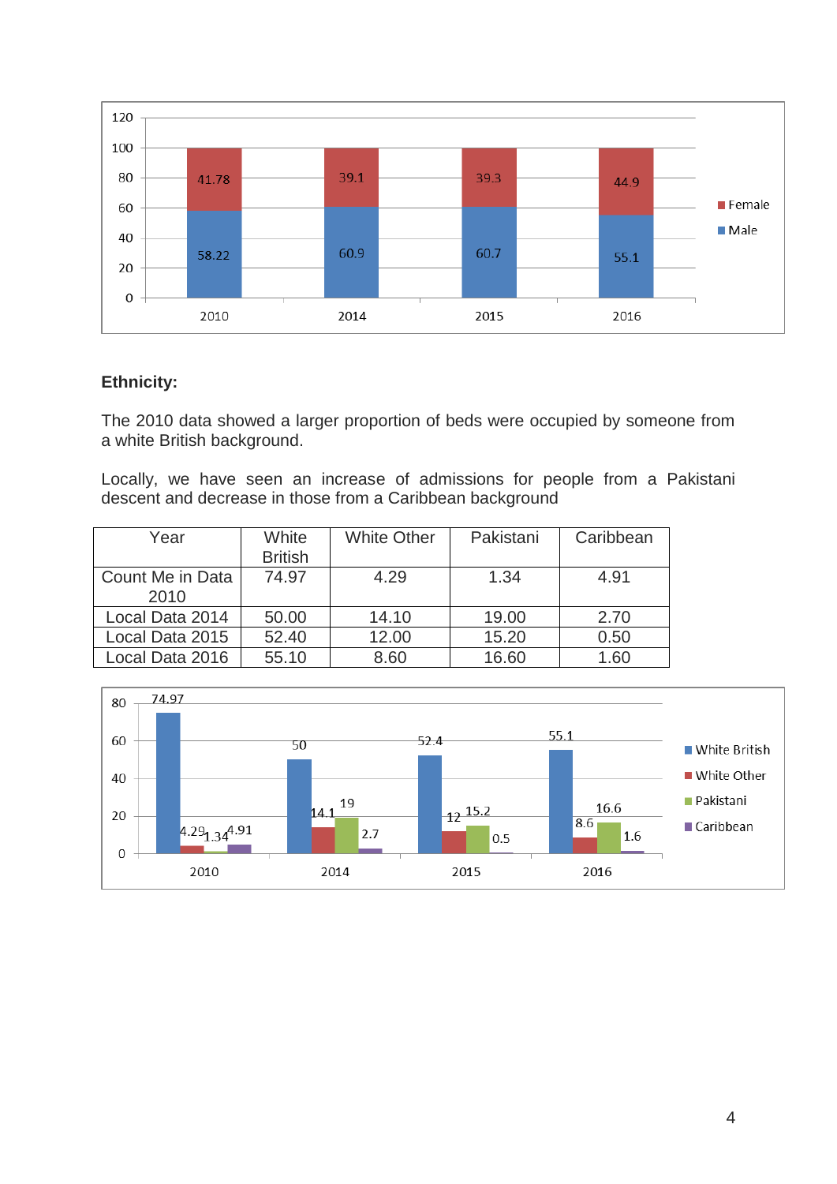**Ethnicity:**

The 2010 data showed a larger proportion of beds were occupied by someone from a white British background.

Locally, we have seen an increase of admissions for people from a Pakistani descent and decrease in those from a Caribbean background

| Year | White British | White Other | Pakistani | Caribbean |
|---|---|---|---|---|
| Count Me in Data 2010 | 74.97 | 4.29 | 1.34 | 4.91 |
| Local Data 2014 | 50.00 | 14.10 | 19.00 | 2.70 |
| Local Data 2015 | 52.40 | 12.00 | 15.20 | 0.50 |
| Local Data 2016 | 55.10 | 8.60 | 16.60 | 1.60 |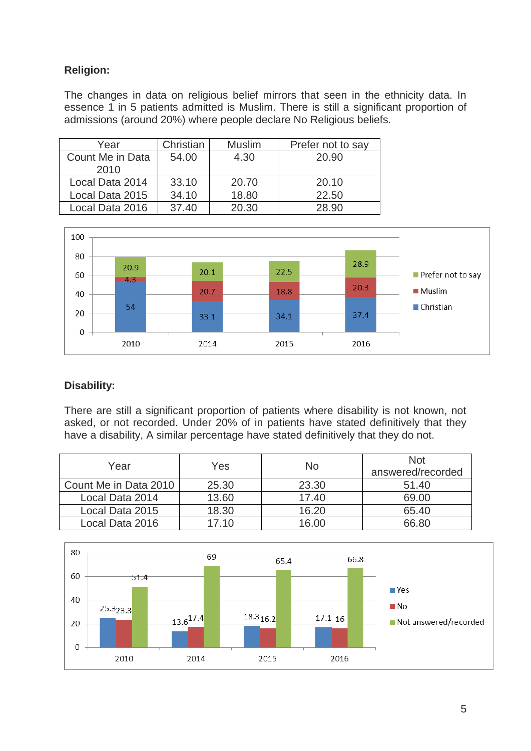**Religion:**

The changes in data on religious belief mirrors that seen in the ethnicity data. In essence 1 in 5 patients admitted is Muslim. There is still a significant proportion of admissions (around 20%) where people declare No Religious beliefs.

| Year | Christian | Muslim | Prefer not to say |
|---|---|---|---|
| Count Me in Data 2010 | 54.00 | 4.30 | 20.90 |
| Local Data 2014 | 33.10 | 20.70 | 20.10 |
| Local Data 2015 | 34.10 | 18.80 | 22.50 |
| Local Data 2016 | 37.40 | 20.30 | 28.90 |

**Disability:**

There are still a significant proportion of patients where disability is not known, not asked, or not recorded. Under 20% of in patients have stated definitively that they have a disability, A similar percentage have stated definitively that they do not.

| Year | Yes | No | Not answered/recorded |
|---|---|---|---|
| Count Me in Data 2010 | 25.30 | 23.30 | 51.40 |
| Local Data 2014 | 13.60 | 17.40 | 69.00 |
| Local Data 2015 | 18.30 | 16.20 | 65.40 |
| Local Data 2016 | 17.10 | 16.00 | 66.80 |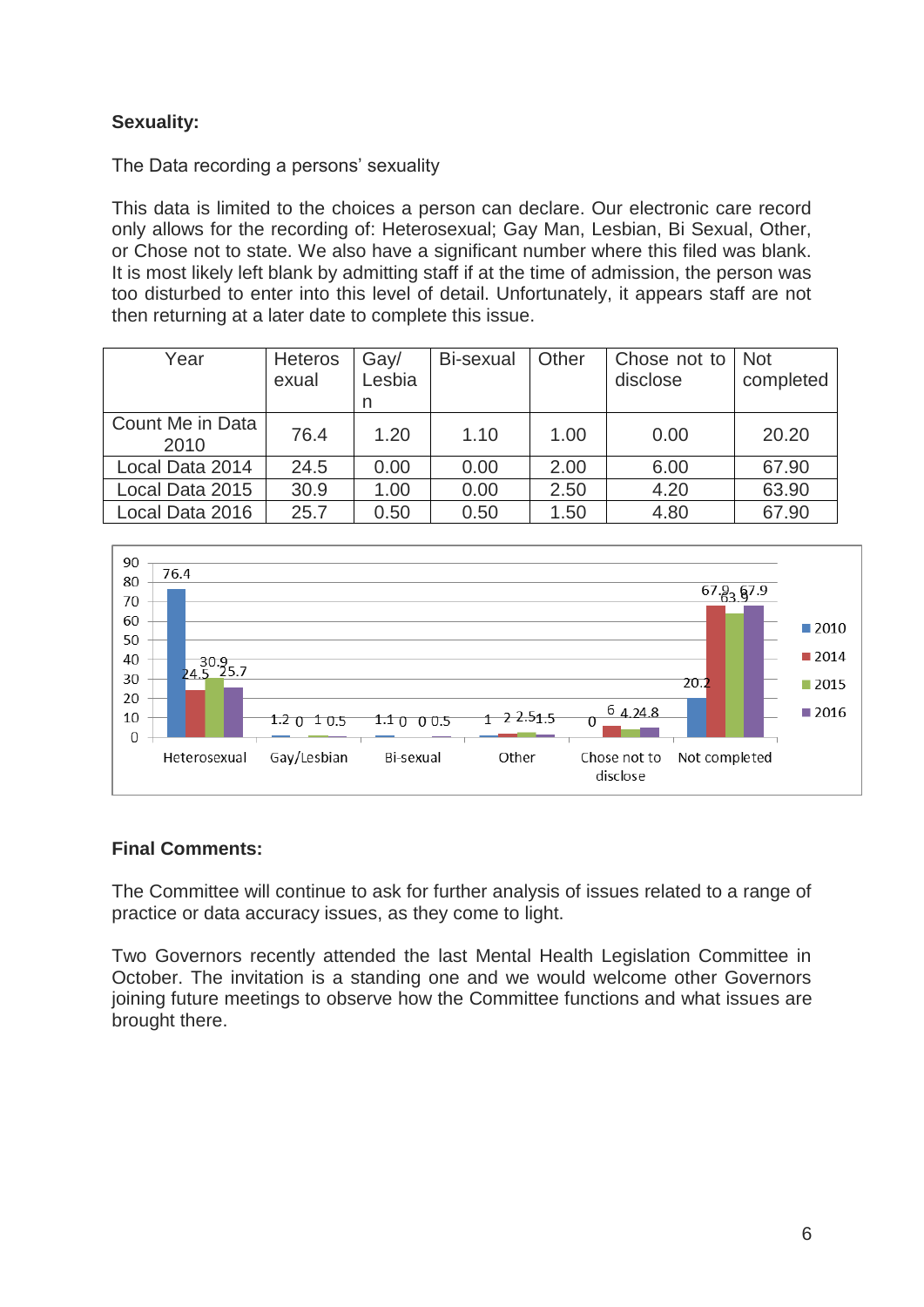**Sexuality:**

The Data recording a persons' sexuality

This data is limited to the choices a person can declare. Our electronic care record only allows for the recording of: Heterosexual; Gay Man, Lesbian, Bi Sexual, Other, or Chose not to state. We also have a significant number where this filed was blank. It is most likely left blank by admitting staff if at the time of admission, the person was too disturbed to enter into this level of detail. Unfortunately, it appears staff are not then returning at a later date to complete this issue.

| Year | Heterosexual | Gay/ Lesbian | Bi-sexual | Other | Chose not to disclose | Not completed |
|---|---|---|---|---|---|---|
| Count Me in Data 2010 | 76.4 | 1.20 | 1.10 | 1.00 | 0.00 | 20.20 |
| Local Data 2014 | 24.5 | 0.00 | 0.00 | 2.00 | 6.00 | 67.90 |
| Local Data 2015 | 30.9 | 1.00 | 0.00 | 2.50 | 4.20 | 63.90 |
| Local Data 2016 | 25.7 | 0.50 | 0.50 | 1.50 | 4.80 | 67.90 |

90
80
70
60
50
40
30
20
10
0

76.4
24.5 30.9 25.7
1.2 0 1 0.5
1.1 0 0 0.5
1 2 2.5 1.5
0 6 4.2 4.8
20.2 67.9 63.9 67.9

Heterosexual
Gay/Lesbian
Bi-sexual
Other
Chose not to disclose
Not completed

2010
2014
2015
2016

**Final Comments:**

The Committee will continue to ask for further analysis of issues related to a range of practice or data accuracy issues, as they come to light.

Two Governors recently attended the last Mental Health Legislation Committee in October. The invitation is a standing one and we would welcome other Governors joining future meetings to observe how the Committee functions and what issues are brought there.